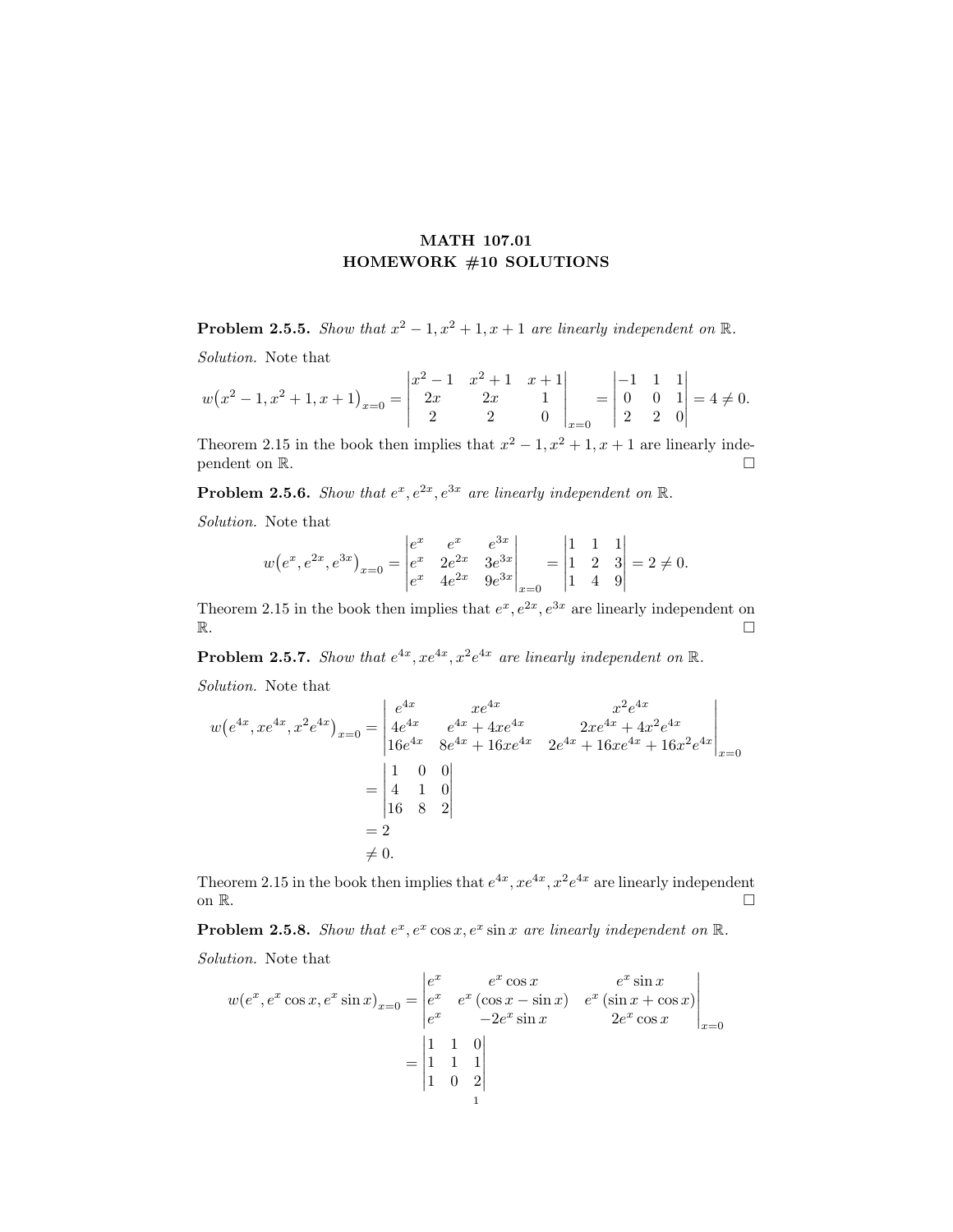# MATH 107.01
# HOMEWORK #10 SOLUTIONS

**Problem 2.5.5.** *Show that $x^2-1, x^2+1, x+1$ are linearly independent on $\mathbb{R}$.*

*Solution.* Note that

$$w\big(x^2-1, x^2+1, x+1\big)_{x=0} = \begin{vmatrix} x^2-1 & x^2+1 & x+1 \\ 2x & 2x & 1 \\ 2 & 2 & 0 \end{vmatrix}_{x=0} = \begin{vmatrix} -1 & 1 & 1 \\ 0 & 0 & 1 \\ 2 & 2 & 0 \end{vmatrix} = 4 \neq 0.$$

Theorem 2.15 in the book then implies that $x^2-1, x^2+1, x+1$ are linearly independent on $\mathbb{R}$. ☐

**Problem 2.5.6.** *Show that $e^x, e^{2x}, e^{3x}$ are linearly independent on $\mathbb{R}$.*

*Solution.* Note that

$$w\big(e^x, e^{2x}, e^{3x}\big)_{x=0} = \begin{vmatrix} e^x & e^x & e^{3x} \\ e^x & 2e^{2x} & 3e^{3x} \\ e^x & 4e^{2x} & 9e^{3x} \end{vmatrix}_{x=0} = \begin{vmatrix} 1 & 1 & 1 \\ 1 & 2 & 3 \\ 1 & 4 & 9 \end{vmatrix} = 2 \neq 0.$$

Theorem 2.15 in the book then implies that $e^x, e^{2x}, e^{3x}$ are linearly independent on $\mathbb{R}$. ☐

**Problem 2.5.7.** *Show that $e^{4x}, xe^{4x}, x^2e^{4x}$ are linearly independent on $\mathbb{R}$.*

*Solution.* Note that

$$\begin{aligned} w\big(e^{4x}, xe^{4x}, x^2e^{4x}\big)_{x=0} &= \begin{vmatrix} e^{4x} & xe^{4x} & x^2e^{4x} \\ 4e^{4x} & e^{4x}+4xe^{4x} & 2xe^{4x}+4x^2e^{4x} \\ 16e^{4x} & 8e^{4x}+16xe^{4x} & 2e^{4x}+16xe^{4x}+16x^2e^{4x} \end{vmatrix}_{x=0} \\ &= \begin{vmatrix} 1 & 0 & 0 \\ 4 & 1 & 0 \\ 16 & 8 & 2 \end{vmatrix} \\ &= 2 \\ &\neq 0. \end{aligned}$$

Theorem 2.15 in the book then implies that $e^{4x}, xe^{4x}, x^2e^{4x}$ are linearly independent on $\mathbb{R}$. ☐

**Problem 2.5.8.** *Show that $e^x, e^x\cos x, e^x \sin x$ are linearly independent on $\mathbb{R}$.*

*Solution.* Note that

$$\begin{aligned} w(e^x, e^x\cos x, e^x\sin x)_{x=0} &= \begin{vmatrix} e^x & e^x\cos x & e^x\sin x \\ e^x & e^x(\cos x - \sin x) & e^x(\sin x + \cos x) \\ e^x & -2e^x\sin x & 2e^x\cos x \end{vmatrix}_{x=0} \\ &= \begin{vmatrix} 1 & 1 & 0 \\ 1 & 1 & 1 \\ 1 & 0 & 2 \end{vmatrix} \end{aligned}$$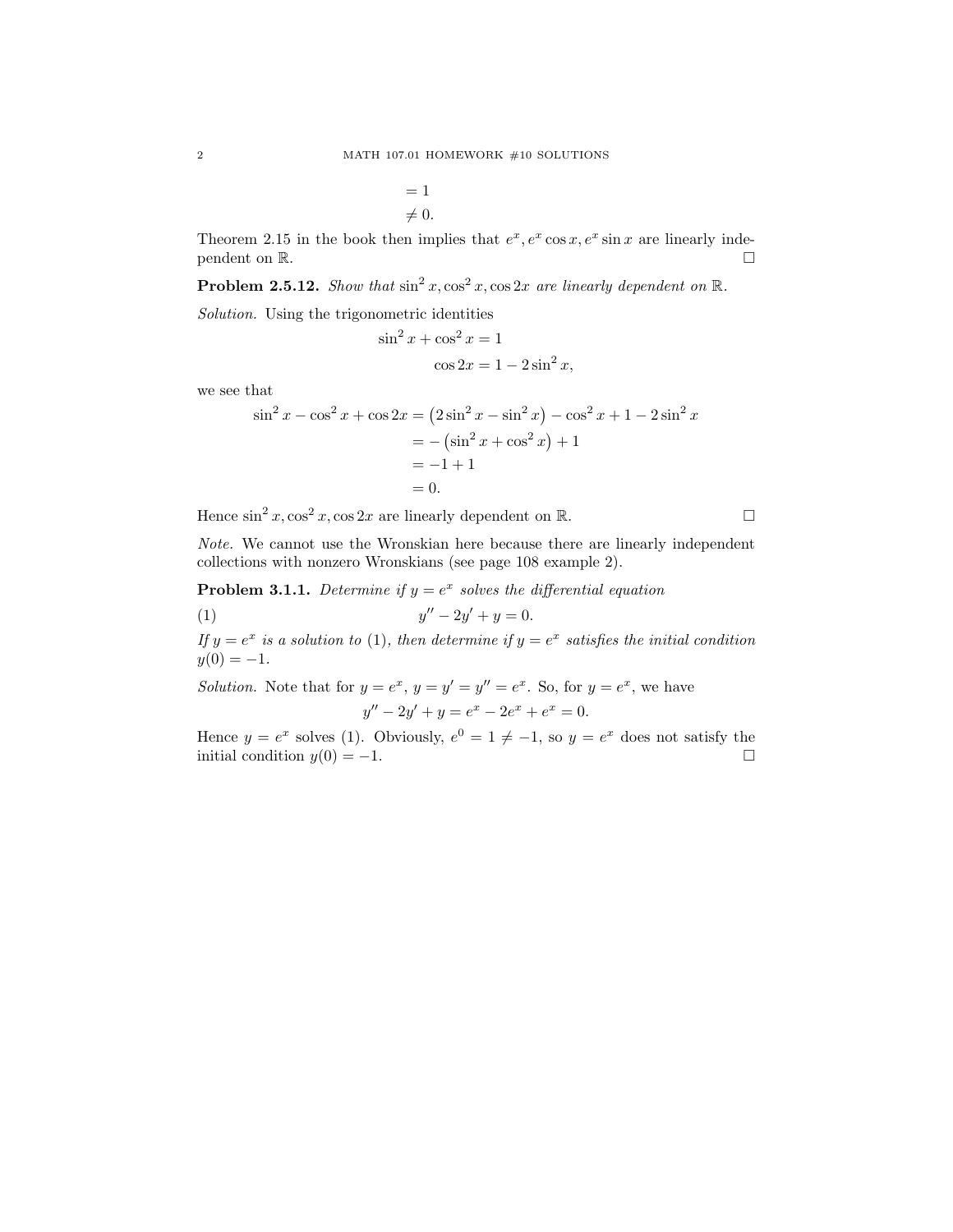$$
\begin{aligned}
&= 1 \\
&\neq 0.
\end{aligned}
$$

Theorem 2.15 in the book then implies that $e^x, e^x \cos x, e^x \sin x$ are linearly independent on $\mathbb{R}$. $\square$

**Problem 2.5.12.** *Show that $\sin^2 x, \cos^2 x, \cos 2x$ are linearly dependent on $\mathbb{R}$.*

*Solution.* Using the trigonometric identities

$$
\begin{aligned}
\sin^2 x + \cos^2 x &= 1 \\
\cos 2x &= 1 - 2\sin^2 x,
\end{aligned}
$$

we see that

$$
\begin{aligned}
\sin^2 x - \cos^2 x + \cos 2x &= \left(2\sin^2 x - \sin^2 x\right) - \cos^2 x + 1 - 2\sin^2 x \\
&= -\left(\sin^2 x + \cos^2 x\right) + 1 \\
&= -1 + 1 \\
&= 0.
\end{aligned}
$$

Hence $\sin^2 x, \cos^2 x, \cos 2x$ are linearly dependent on $\mathbb{R}$. $\square$

*Note.* We cannot use the Wronskian here because there are linearly independent collections with nonzero Wronskians (see page 108 example 2).

**Problem 3.1.1.** *Determine if $y = e^x$ solves the differential equation*

$$
y'' - 2y' + y = 0. \tag{1}
$$

*If $y = e^x$ is a solution to (1), then determine if $y = e^x$ satisfies the initial condition $y(0) = -1$.*

*Solution.* Note that for $y = e^x$, $y = y' = y'' = e^x$. So, for $y = e^x$, we have

$$
y'' - 2y' + y = e^x - 2e^x + e^x = 0.
$$

Hence $y = e^x$ solves (1). Obviously, $e^0 = 1 \neq -1$, so $y = e^x$ does not satisfy the initial condition $y(0) = -1$. $\square$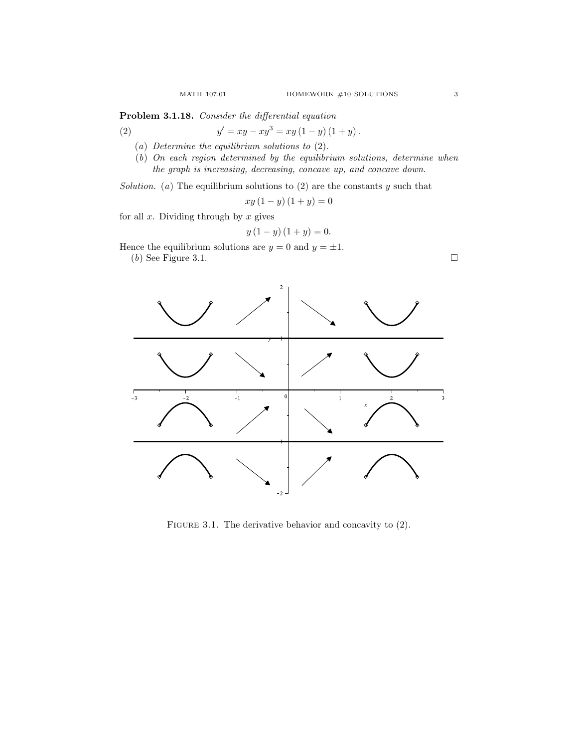**Problem 3.1.18.** *Consider the differential equation*

$$y' = xy - xy^3 = xy\,(1-y)\,(1+y)\,. \tag{2}$$

(*a*) *Determine the equilibrium solutions to* (2).

(*b*) *On each region determined by the equilibrium solutions, determine when the graph is increasing, decreasing, concave up, and concave down.*

*Solution.* (*a*) The equilibrium solutions to (2) are the constants $y$ such that

$$xy\,(1-y)\,(1+y) = 0$$

for all $x$. Dividing through by $x$ gives

$$y\,(1-y)\,(1+y) = 0.$$

Hence the equilibrium solutions are $y = 0$ and $y = \pm 1$.

(*b*) See Figure 3.1. □

2
y
1
-3
-2
-1
0
1
2
3
x
-1
-2

Figure 3.1. The derivative behavior and concavity to (2).